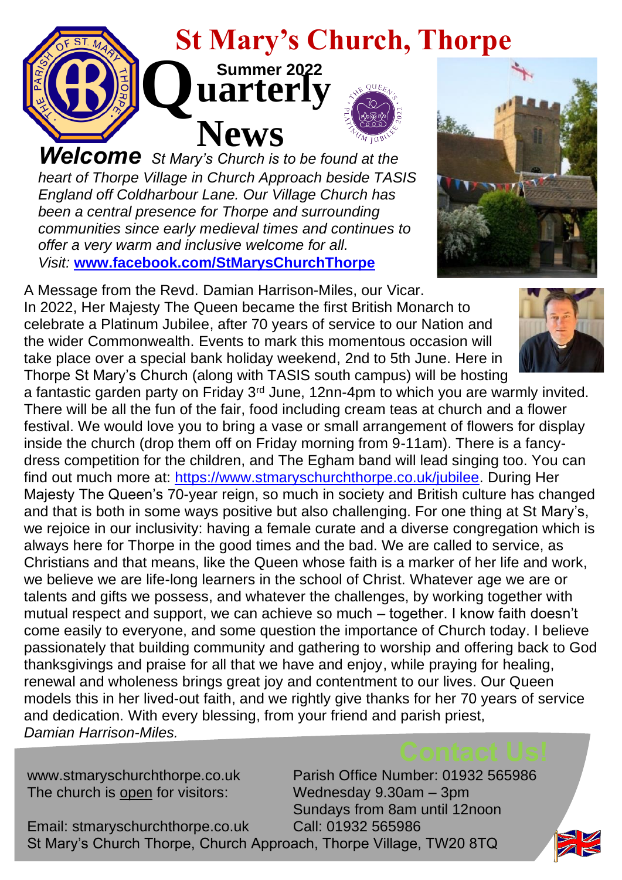# St Mary's Church, Thorpe

## Summer 2022 Quarterly News

***Welcome*** *St Mary's Church is to be found at the heart of Thorpe Village in Church Approach beside TASIS England off Coldharbour Lane. Our Village Church has been a central presence for Thorpe and surrounding communities since early medieval times and continues to offer a very warm and inclusive welcome for all.*
*Visit:* **www.facebook.com/StMarysChurchThorpe**

A Message from the Revd. Damian Harrison-Miles, our Vicar.
In 2022, Her Majesty The Queen became the first British Monarch to celebrate a Platinum Jubilee, after 70 years of service to our Nation and the wider Commonwealth. Events to mark this momentous occasion will take place over a special bank holiday weekend, 2nd to 5th June. Here in Thorpe St Mary's Church (along with TASIS south campus) will be hosting a fantastic garden party on Friday 3rd June, 12nn-4pm to which you are warmly invited. There will be all the fun of the fair, food including cream teas at church and a flower festival. We would love you to bring a vase or small arrangement of flowers for display inside the church (drop them off on Friday morning from 9-11am). There is a fancy-dress competition for the children, and The Egham band will lead singing too. You can find out much more at: https://www.stmaryschurchthorpe.co.uk/jubilee. During Her Majesty The Queen's 70-year reign, so much in society and British culture has changed and that is both in some ways positive but also challenging. For one thing at St Mary's, we rejoice in our inclusivity: having a female curate and a diverse congregation which is always here for Thorpe in the good times and the bad. We are called to service, as Christians and that means, like the Queen whose faith is a marker of her life and work, we believe we are life-long learners in the school of Christ. Whatever age we are or talents and gifts we possess, and whatever the challenges, by working together with mutual respect and support, we can achieve so much – together. I know faith doesn't come easily to everyone, and some question the importance of Church today. I believe passionately that building community and gathering to worship and offering back to God thanksgivings and praise for all that we have and enjoy, while praying for healing, renewal and wholeness brings great joy and contentment to our lives. Our Queen models this in her lived-out faith, and we rightly give thanks for her 70 years of service and dedication. With every blessing, from your friend and parish priest,
*Damian Harrison-Miles.*

## Contact Us!

www.stmaryschurchthorpe.co.uk
Parish Office Number: 01932 565986

The church is open for visitors:
Wednesday 9.30am – 3pm
Sundays from 8am until 12noon

Email: stmaryschurchthorpe.co.uk
Call: 01932 565986

St Mary's Church Thorpe, Church Approach, Thorpe Village, TW20 8TQ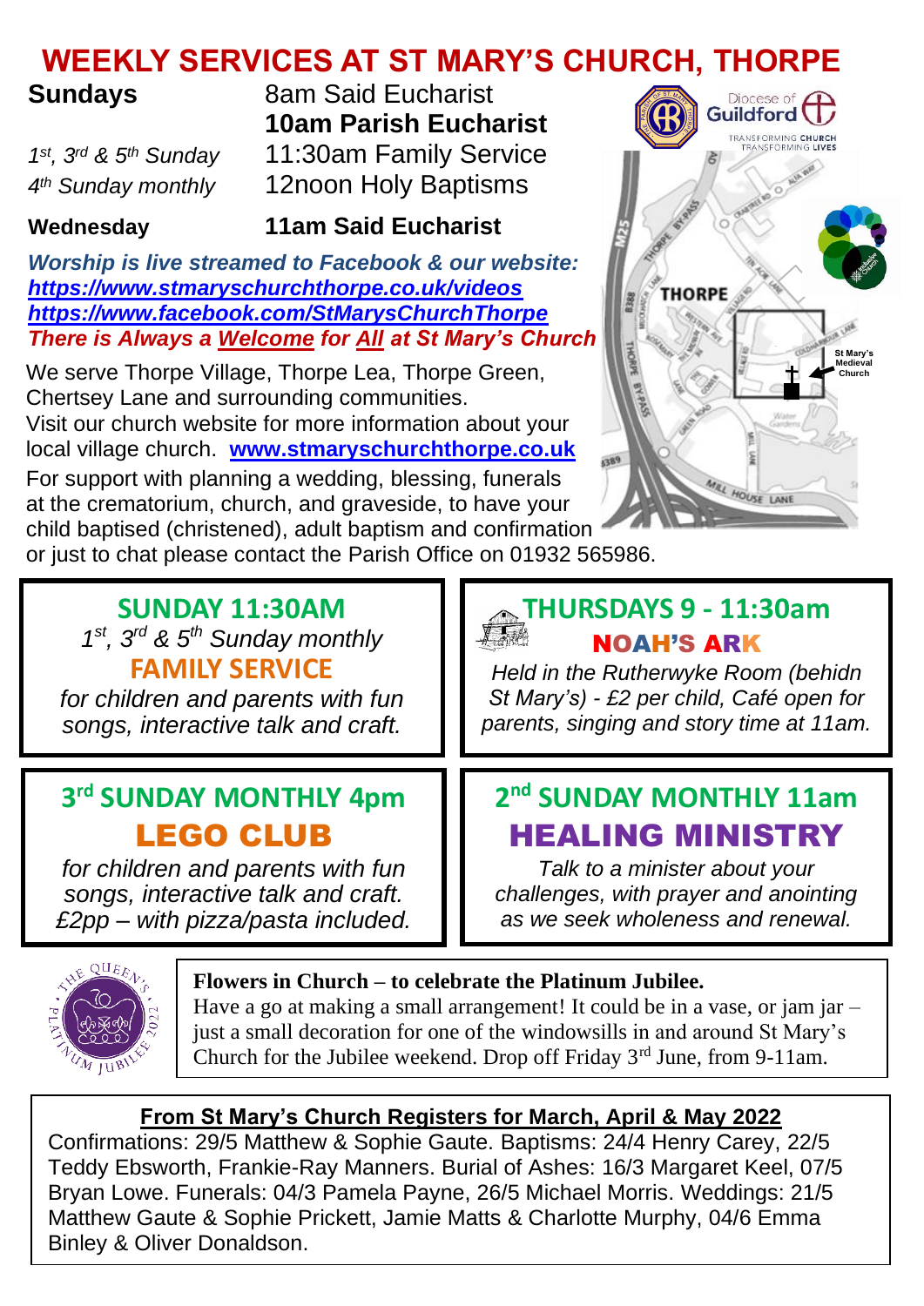# WEEKLY SERVICES AT ST MARY'S CHURCH, THORPE

**Sundays** — 8am Said Eucharist
**10am Parish Eucharist**

*1st, 3rd & 5th Sunday* — 11:30am Family Service

*4th Sunday monthly* — 12noon Holy Baptisms

**Wednesday** — **11am Said Eucharist**

***Worship is live streamed to Facebook & our website:***
***https://www.stmaryschurchthorpe.co.uk/videos***
***https://www.facebook.com/StMarysChurchThorpe***

***There is Always a Welcome for All at St Mary's Church***

We serve Thorpe Village, Thorpe Lea, Thorpe Green, Chertsey Lane and surrounding communities.

Visit our church website for more information about your local village church. **www.stmaryschurchthorpe.co.uk**

For support with planning a wedding, blessing, funerals at the crematorium, church, and graveside, to have your child baptised (christened), adult baptism and confirmation or just to chat please contact the Parish Office on 01932 565986.

## SUNDAY 11:30AM

*1st, 3rd & 5th Sunday monthly*

**FAMILY SERVICE**

*for children and parents with fun songs, interactive talk and craft.*

## THURSDAYS 9 - 11:30am

**NOAH'S ARK**

*Held in the Rutherwyke Room (behidn St Mary's) - £2 per child, Café open for parents, singing and story time at 11am.*

## 3rd SUNDAY MONTHLY 4pm

**LEGO CLUB**

*for children and parents with fun songs, interactive talk and craft. £2pp – with pizza/pasta included.*

## 2nd SUNDAY MONTHLY 11am

**HEALING MINISTRY**

*Talk to a minister about your challenges, with prayer and anointing as we seek wholeness and renewal.*

**Flowers in Church – to celebrate the Platinum Jubilee.**
Have a go at making a small arrangement! It could be in a vase, or jam jar – just a small decoration for one of the windowsills in and around St Mary's Church for the Jubilee weekend. Drop off Friday 3rd June, from 9-11am.

**From St Mary's Church Registers for March, April & May 2022**

Confirmations: 29/5 Matthew & Sophie Gaute. Baptisms: 24/4 Henry Carey, 22/5 Teddy Ebsworth, Frankie-Ray Manners. Burial of Ashes: 16/3 Margaret Keel, 07/5 Bryan Lowe. Funerals: 04/3 Pamela Payne, 26/5 Michael Morris. Weddings: 21/5 Matthew Gaute & Sophie Prickett, Jamie Matts & Charlotte Murphy, 04/6 Emma Binley & Oliver Donaldson.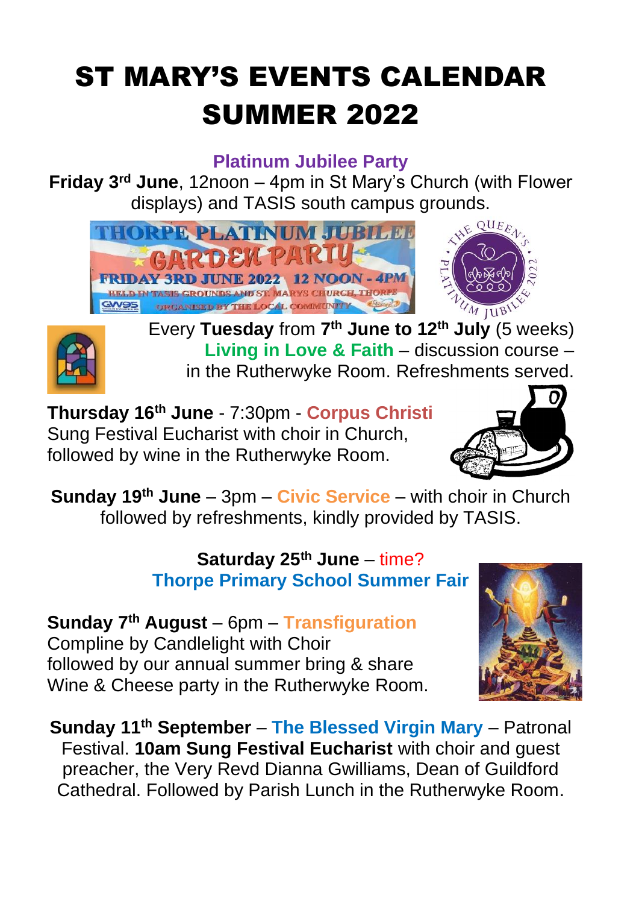# ST MARY'S EVENTS CALENDAR SUMMER 2022

**Platinum Jubilee Party**

**Friday 3rd June**, 12noon – 4pm in St Mary's Church (with Flower displays) and TASIS south campus grounds.

Every **Tuesday** from **7th June to 12th July** (5 weeks) **Living in Love & Faith** – discussion course – in the Rutherwyke Room. Refreshments served.

**Thursday 16th June** - 7:30pm - **Corpus Christi** Sung Festival Eucharist with choir in Church, followed by wine in the Rutherwyke Room.

**Sunday 19th June** – 3pm – **Civic Service** – with choir in Church followed by refreshments, kindly provided by TASIS.

**Saturday 25th June** – time?
**Thorpe Primary School Summer Fair**

**Sunday 7th August** – 6pm – **Transfiguration** Compline by Candlelight with Choir followed by our annual summer bring & share Wine & Cheese party in the Rutherwyke Room.

**Sunday 11th September** – **The Blessed Virgin Mary** – Patronal Festival. **10am Sung Festival Eucharist** with choir and guest preacher, the Very Revd Dianna Gwilliams, Dean of Guildford Cathedral. Followed by Parish Lunch in the Rutherwyke Room.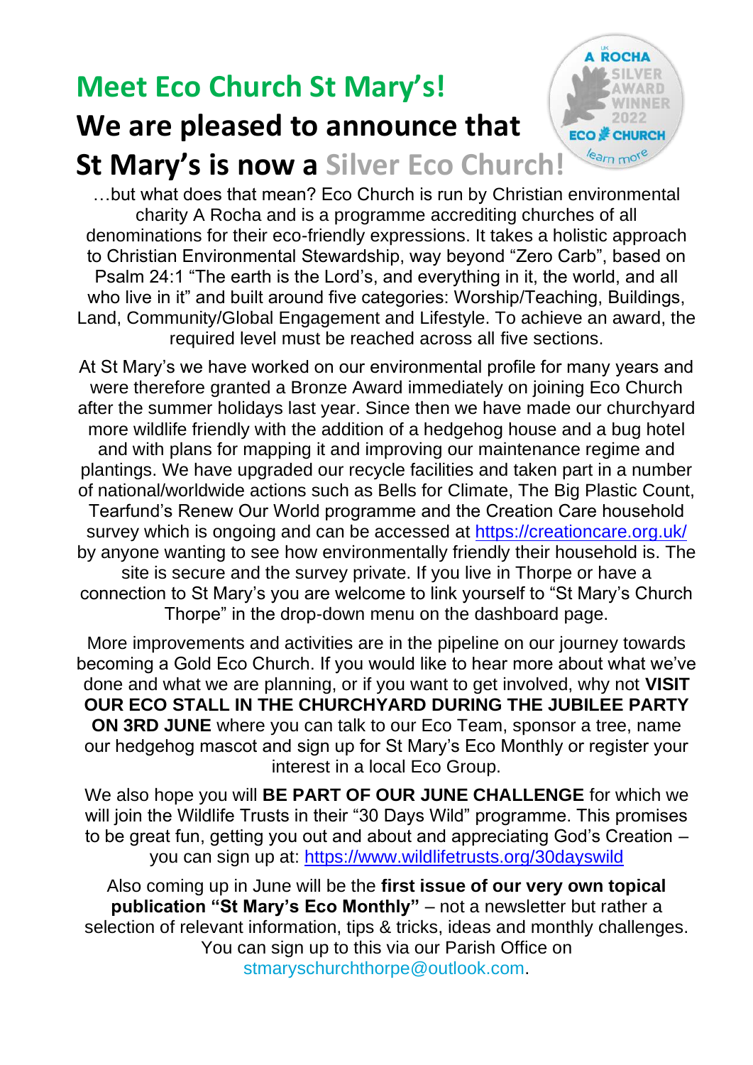# Meet Eco Church St Mary's!

## We are pleased to announce that St Mary's is now a Silver Eco Church!

A ROCHA SILVER AWARD WINNER 2022 ECO CHURCH learn more

…but what does that mean? Eco Church is run by Christian environmental charity A Rocha and is a programme accrediting churches of all denominations for their eco-friendly expressions. It takes a holistic approach to Christian Environmental Stewardship, way beyond "Zero Carb", based on Psalm 24:1 "The earth is the Lord's, and everything in it, the world, and all who live in it" and built around five categories: Worship/Teaching, Buildings, Land, Community/Global Engagement and Lifestyle. To achieve an award, the required level must be reached across all five sections.

At St Mary's we have worked on our environmental profile for many years and were therefore granted a Bronze Award immediately on joining Eco Church after the summer holidays last year. Since then we have made our churchyard more wildlife friendly with the addition of a hedgehog house and a bug hotel and with plans for mapping it and improving our maintenance regime and plantings. We have upgraded our recycle facilities and taken part in a number of national/worldwide actions such as Bells for Climate, The Big Plastic Count, Tearfund's Renew Our World programme and the Creation Care household survey which is ongoing and can be accessed at https://creationcare.org.uk/ by anyone wanting to see how environmentally friendly their household is. The site is secure and the survey private. If you live in Thorpe or have a connection to St Mary's you are welcome to link yourself to "St Mary's Church Thorpe" in the drop-down menu on the dashboard page.

More improvements and activities are in the pipeline on our journey towards becoming a Gold Eco Church. If you would like to hear more about what we've done and what we are planning, or if you want to get involved, why not **VISIT OUR ECO STALL IN THE CHURCHYARD DURING THE JUBILEE PARTY ON 3RD JUNE** where you can talk to our Eco Team, sponsor a tree, name our hedgehog mascot and sign up for St Mary's Eco Monthly or register your interest in a local Eco Group.

We also hope you will **BE PART OF OUR JUNE CHALLENGE** for which we will join the Wildlife Trusts in their "30 Days Wild" programme. This promises to be great fun, getting you out and about and appreciating God's Creation – you can sign up at: https://www.wildlifetrusts.org/30dayswild

Also coming up in June will be the **first issue of our very own topical publication "St Mary's Eco Monthly"** – not a newsletter but rather a selection of relevant information, tips & tricks, ideas and monthly challenges. You can sign up to this via our Parish Office on stmaryschurchthorpe@outlook.com.